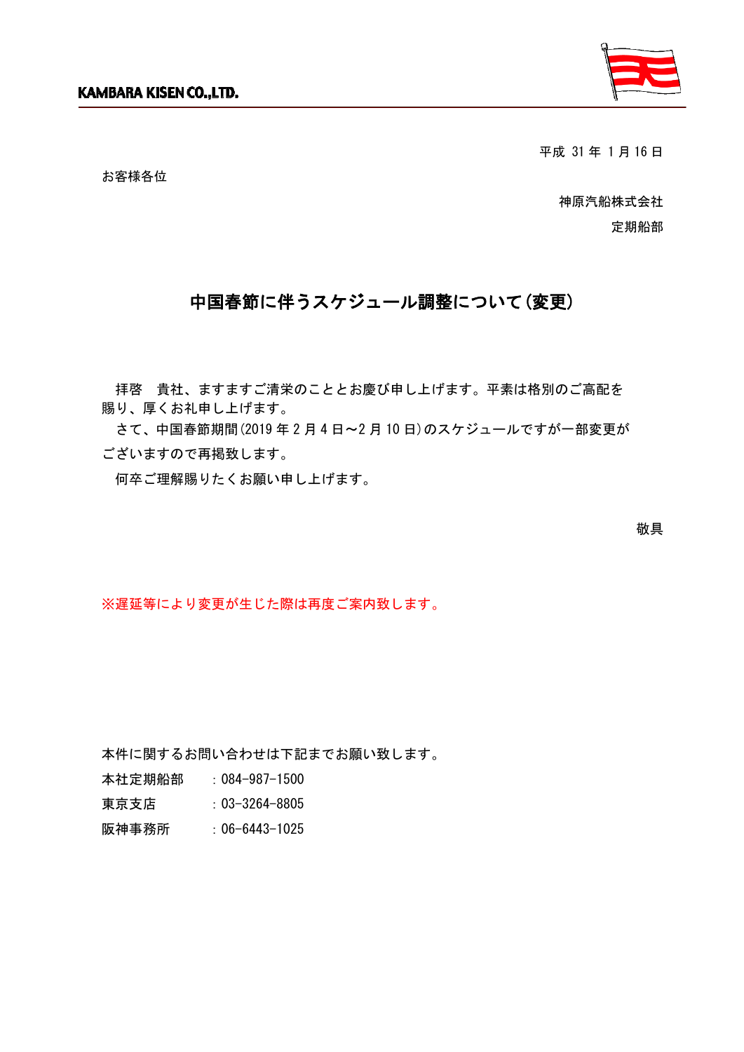KAMBARA KISEN CO.,LTD.

平成 31 年 1 月 16 日

お客様各位

神原汽船株式会社

定期船部

## 中国春節に伴うスケジュール調整について(変更)

拝啓　貴社、ますますご清栄のこととお慶び申し上げます。平素は格別のご高配を賜り、厚くお礼申し上げます。

さて、中国春節期間(2019 年 2 月 4 日～2 月 10 日)のスケジュールですが一部変更がございますので再掲致します。

何卒ご理解賜りたくお願い申し上げます。

敬具

※遅延等により変更が生じた際は再度ご案内致します。

本件に関するお問い合わせは下記までお願い致します。

本社定期船部　：084-987-1500

東京支店　：03-3264-8805

阪神事務所　：06-6443-1025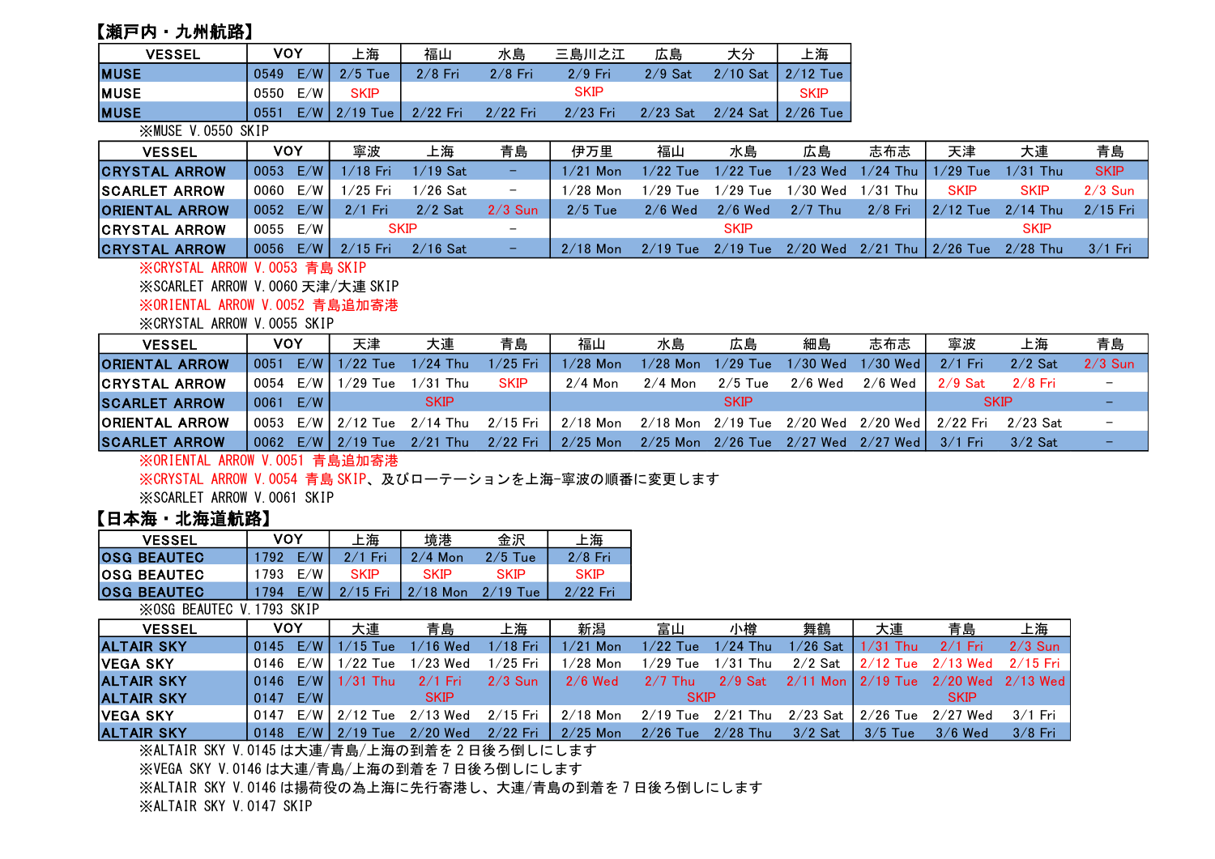## 【瀬戸内・九州航路】

| VESSEL | VOY | | 上海 | 福山 | 水島 | 三島川之江 | 広島 | 大分 | 上海 |
|---|---|---|---|---|---|---|---|---|---|
| MUSE | 0549 | E/W | 2/5 Tue | 2/8 Fri | 2/8 Fri | 2/9 Fri | 2/9 Sat | 2/10 Sat | 2/12 Tue |
| MUSE | 0550 | E/W | SKIP | | | SKIP | | | SKIP |
| MUSE | 0551 | E/W | 2/19 Tue | 2/22 Fri | 2/22 Fri | 2/23 Fri | 2/23 Sat | 2/24 Sat | 2/26 Tue |

※MUSE V.0550 SKIP

| VESSEL | VOY | | 寧波 | 上海 | 青島 | 伊万里 | 福山 | 水島 | 広島 | 志布志 | 天津 | 大連 | 青島 |
|---|---|---|---|---|---|---|---|---|---|---|---|---|---|
| CRYSTAL ARROW | 0053 | E/W | 1/18 Fri | 1/19 Sat | – | 1/21 Mon | 1/22 Tue | 1/22 Tue | 1/23 Wed | 1/24 Thu | 1/29 Tue | 1/31 Thu | SKIP |
| SCARLET ARROW | 0060 | E/W | 1/25 Fri | 1/26 Sat | – | 1/28 Mon | 1/29 Tue | 1/29 Tue | 1/30 Wed | 1/31 Thu | SKIP | SKIP | 2/3 Sun |
| ORIENTAL ARROW | 0052 | E/W | 2/1 Fri | 2/2 Sat | 2/3 Sun | 2/5 Tue | 2/6 Wed | 2/6 Wed | 2/7 Thu | 2/8 Fri | 2/12 Tue | 2/14 Thu | 2/15 Fri |
| CRYSTAL ARROW | 0055 | E/W | SKIP | | – | | | SKIP | | | | SKIP | |
| CRYSTAL ARROW | 0056 | E/W | 2/15 Fri | 2/16 Sat | – | 2/18 Mon | 2/19 Tue | 2/19 Tue | 2/20 Wed | 2/21 Thu | 2/26 Tue | 2/28 Thu | 3/1 Fri |

※CRYSTAL ARROW V.0053 青島 SKIP
※SCARLET ARROW V.0060 天津/大連 SKIP
※ORIENTAL ARROW V.0052 青島追加寄港
※CRYSTAL ARROW V.0055 SKIP

| VESSEL | VOY | | 天津 | 大連 | 青島 | 福山 | 水島 | 広島 | 細島 | 志布志 | 寧波 | 上海 | 青島 |
|---|---|---|---|---|---|---|---|---|---|---|---|---|---|
| ORIENTAL ARROW | 0051 | E/W | 1/22 Tue | 1/24 Thu | 1/25 Fri | 1/28 Mon | 1/28 Mon | 1/29 Tue | 1/30 Wed | 1/30 Wed | 2/1 Fri | 2/2 Sat | 2/3 Sun |
| CRYSTAL ARROW | 0054 | E/W | 1/29 Tue | 1/31 Thu | SKIP | 2/4 Mon | 2/4 Mon | 2/5 Tue | 2/6 Wed | 2/6 Wed | 2/9 Sat | 2/8 Fri | – |
| SCARLET ARROW | 0061 | E/W | | SKIP | | | | SKIP | | | SKIP | | – |
| ORIENTAL ARROW | 0053 | E/W | 2/12 Tue | 2/14 Thu | 2/15 Fri | 2/18 Mon | 2/18 Mon | 2/19 Tue | 2/20 Wed | 2/20 Wed | 2/22 Fri | 2/23 Sat | – |
| SCARLET ARROW | 0062 | E/W | 2/19 Tue | 2/21 Thu | 2/22 Fri | 2/25 Mon | 2/25 Mon | 2/26 Tue | 2/27 Wed | 2/27 Wed | 3/1 Fri | 3/2 Sat | – |

※ORIENTAL ARROW V.0051 青島追加寄港
※CRYSTAL ARROW V.0054 青島 SKIP、及びローテーションを上海-寧波の順番に変更します
※SCARLET ARROW V.0061 SKIP

## 【日本海・北海道航路】

| VESSEL | VOY | | 上海 | 境港 | 金沢 | 上海 |
|---|---|---|---|---|---|---|
| OSG BEAUTEC | 1792 | E/W | 2/1 Fri | 2/4 Mon | 2/5 Tue | 2/8 Fri |
| OSG BEAUTEC | 1793 | E/W | SKIP | SKIP | SKIP | SKIP |
| OSG BEAUTEC | 1794 | E/W | 2/15 Fri | 2/18 Mon | 2/19 Tue | 2/22 Fri |

※OSG BEAUTEC V.1793 SKIP

| VESSEL | VOY | | 大連 | 青島 | 上海 | 新潟 | 富山 | 小樽 | 舞鶴 | 大連 | 青島 | 上海 |
|---|---|---|---|---|---|---|---|---|---|---|---|---|
| ALTAIR SKY | 0145 | E/W | 1/15 Tue | 1/16 Wed | 1/18 Fri | 1/21 Mon | 1/22 Tue | 1/24 Thu | 1/26 Sat | 1/31 Thu | 2/1 Fri | 2/3 Sun |
| VEGA SKY | 0146 | E/W | 1/22 Tue | 1/23 Wed | 1/25 Fri | 1/28 Mon | 1/29 Tue | 1/31 Thu | 2/2 Sat | 2/12 Tue | 2/13 Wed | 2/15 Fri |
| ALTAIR SKY | 0146 | E/W | 1/31 Thu | 2/1 Fri | 2/3 Sun | 2/6 Wed | 2/7 Thu | 2/9 Sat | 2/11 Mon | 2/19 Tue | 2/20 Wed | 2/13 Wed |
| ALTAIR SKY | 0147 | E/W | | SKIP | | | SKIP | | | | SKIP | |
| VEGA SKY | 0147 | E/W | 2/12 Tue | 2/13 Wed | 2/15 Fri | 2/18 Mon | 2/19 Tue | 2/21 Thu | 2/23 Sat | 2/26 Tue | 2/27 Wed | 3/1 Fri |
| ALTAIR SKY | 0148 | E/W | 2/19 Tue | 2/20 Wed | 2/22 Fri | 2/25 Mon | 2/26 Tue | 2/28 Thu | 3/2 Sat | 3/5 Tue | 3/6 Wed | 3/8 Fri |

※ALTAIR SKY V.0145 は大連/青島/上海の到着を 2 日後ろ倒しにします
※VEGA SKY V.0146 は大連/青島/上海の到着を 7 日後ろ倒しにします
※ALTAIR SKY V.0146 は揚荷役の為上海に先行寄港し、大連/青島の到着を 7 日後ろ倒しにします
※ALTAIR SKY V.0147 SKIP